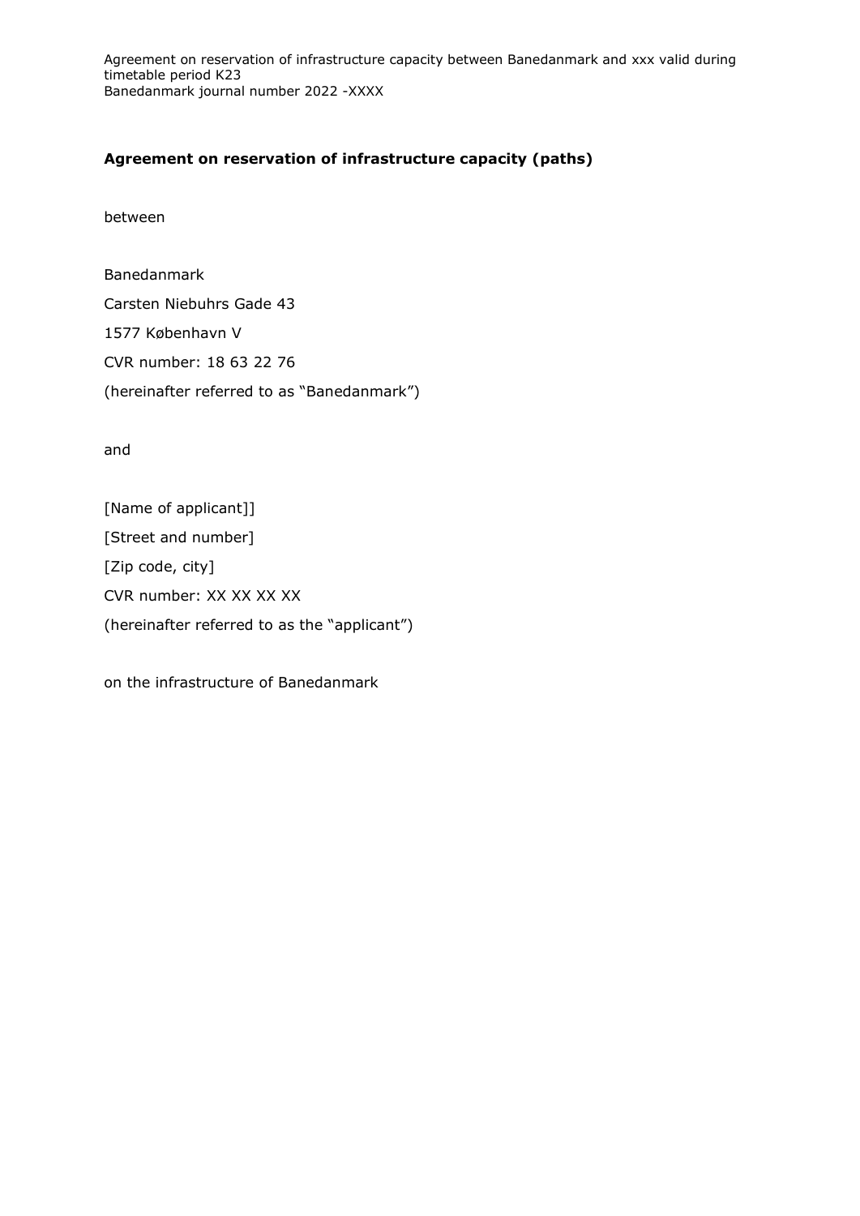**Agreement on reservation of infrastructure capacity (paths)**

between

Banedanmark

Carsten Niebuhrs Gade 43

1577 København V

CVR number: 18 63 22 76

(hereinafter referred to as "Banedanmark")

and

[Name of applicant]]

[Street and number]

[Zip code, city]

CVR number: XX XX XX XX

(hereinafter referred to as the "applicant")

on the infrastructure of Banedanmark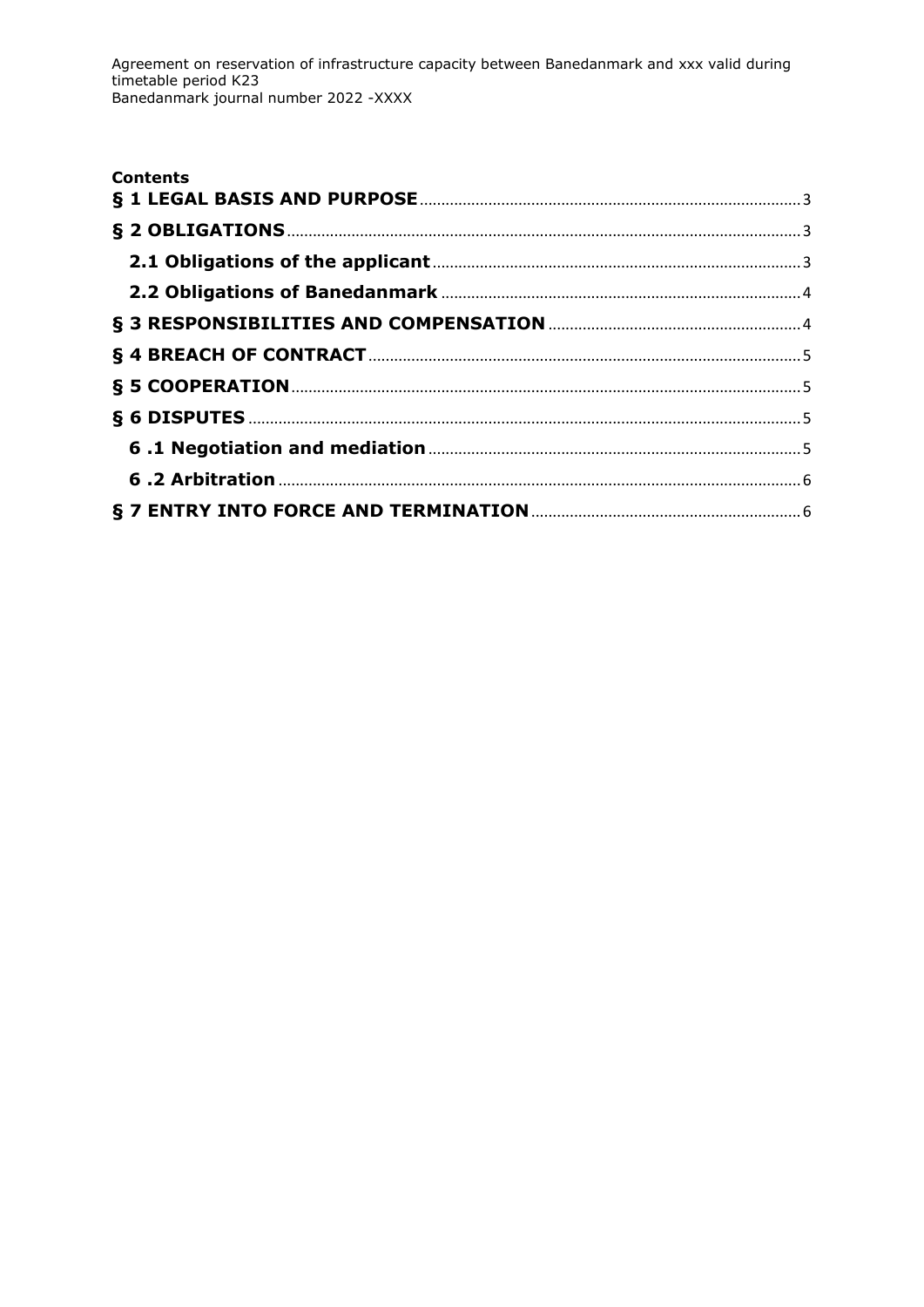**Contents**

**§ 1 LEGAL BASIS AND PURPOSE** .......... 3

**§ 2 OBLIGATIONS** .......... 3

**2.1 Obligations of the applicant** .......... 3

**2.2 Obligations of Banedanmark** .......... 4

**§ 3 RESPONSIBILITIES AND COMPENSATION** .......... 4

**§ 4 BREACH OF CONTRACT** .......... 5

**§ 5 COOPERATION** .......... 5

**§ 6 DISPUTES** .......... 5

**6 .1 Negotiation and mediation** .......... 5

**6 .2 Arbitration** .......... 6

**§ 7 ENTRY INTO FORCE AND TERMINATION** .......... 6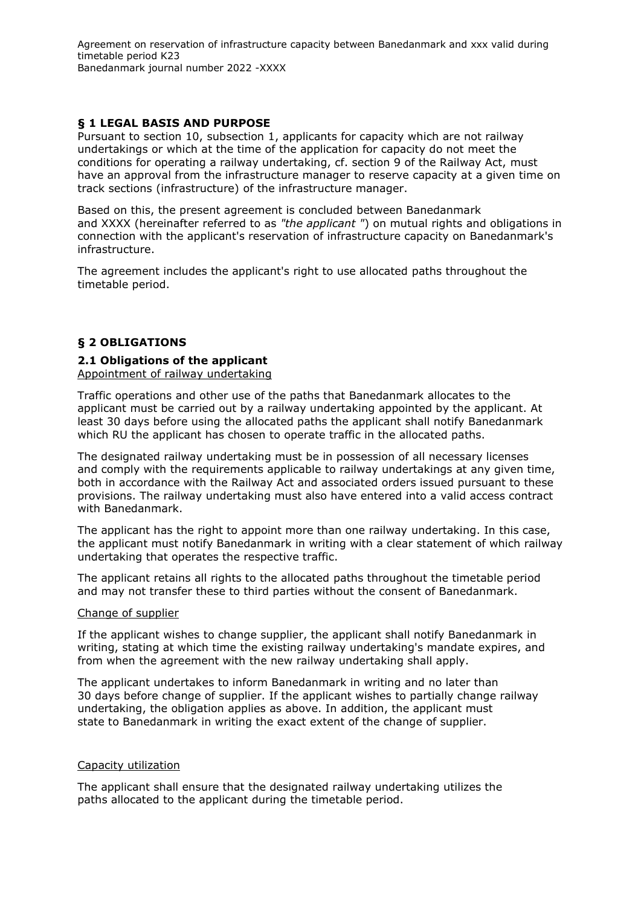## § 1 LEGAL BASIS AND PURPOSE

Pursuant to section 10, subsection 1, applicants for capacity which are not railway undertakings or which at the time of the application for capacity do not meet the conditions for operating a railway undertaking, cf. section 9 of the Railway Act, must have an approval from the infrastructure manager to reserve capacity at a given time on track sections (infrastructure) of the infrastructure manager.

Based on this, the present agreement is concluded between Banedanmark and XXXX (hereinafter referred to as *"the applicant "*) on mutual rights and obligations in connection with the applicant's reservation of infrastructure capacity on Banedanmark's infrastructure.

The agreement includes the applicant's right to use allocated paths throughout the timetable period.

## § 2 OBLIGATIONS

### 2.1 Obligations of the applicant

Appointment of railway undertaking

Traffic operations and other use of the paths that Banedanmark allocates to the applicant must be carried out by a railway undertaking appointed by the applicant. At least 30 days before using the allocated paths the applicant shall notify Banedanmark which RU the applicant has chosen to operate traffic in the allocated paths.

The designated railway undertaking must be in possession of all necessary licenses and comply with the requirements applicable to railway undertakings at any given time, both in accordance with the Railway Act and associated orders issued pursuant to these provisions. The railway undertaking must also have entered into a valid access contract with Banedanmark.

The applicant has the right to appoint more than one railway undertaking. In this case, the applicant must notify Banedanmark in writing with a clear statement of which railway undertaking that operates the respective traffic.

The applicant retains all rights to the allocated paths throughout the timetable period and may not transfer these to third parties without the consent of Banedanmark.

Change of supplier

If the applicant wishes to change supplier, the applicant shall notify Banedanmark in writing, stating at which time the existing railway undertaking's mandate expires, and from when the agreement with the new railway undertaking shall apply.

The applicant undertakes to inform Banedanmark in writing and no later than 30 days before change of supplier. If the applicant wishes to partially change railway undertaking, the obligation applies as above. In addition, the applicant must state to Banedanmark in writing the exact extent of the change of supplier.

Capacity utilization

The applicant shall ensure that the designated railway undertaking utilizes the paths allocated to the applicant during the timetable period.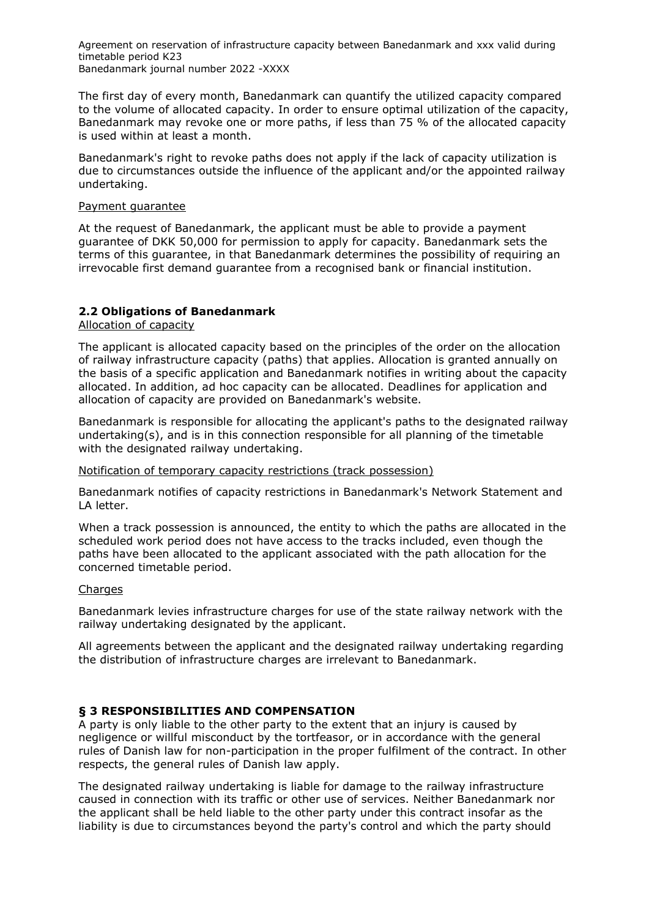The first day of every month, Banedanmark can quantify the utilized capacity compared to the volume of allocated capacity. In order to ensure optimal utilization of the capacity, Banedanmark may revoke one or more paths, if less than 75 % of the allocated capacity is used within at least a month.

Banedanmark's right to revoke paths does not apply if the lack of capacity utilization is due to circumstances outside the influence of the applicant and/or the appointed railway undertaking.

Payment guarantee

At the request of Banedanmark, the applicant must be able to provide a payment guarantee of DKK 50,000 for permission to apply for capacity. Banedanmark sets the terms of this guarantee, in that Banedanmark determines the possibility of requiring an irrevocable first demand guarantee from a recognised bank or financial institution.

### 2.2 Obligations of Banedanmark

Allocation of capacity

The applicant is allocated capacity based on the principles of the order on the allocation of railway infrastructure capacity (paths) that applies. Allocation is granted annually on the basis of a specific application and Banedanmark notifies in writing about the capacity allocated. In addition, ad hoc capacity can be allocated. Deadlines for application and allocation of capacity are provided on Banedanmark's website.

Banedanmark is responsible for allocating the applicant's paths to the designated railway undertaking(s), and is in this connection responsible for all planning of the timetable with the designated railway undertaking.

Notification of temporary capacity restrictions (track possession)

Banedanmark notifies of capacity restrictions in Banedanmark's Network Statement and LA letter.

When a track possession is announced, the entity to which the paths are allocated in the scheduled work period does not have access to the tracks included, even though the paths have been allocated to the applicant associated with the path allocation for the concerned timetable period.

Charges

Banedanmark levies infrastructure charges for use of the state railway network with the railway undertaking designated by the applicant.

All agreements between the applicant and the designated railway undertaking regarding the distribution of infrastructure charges are irrelevant to Banedanmark.

## § 3 RESPONSIBILITIES AND COMPENSATION

A party is only liable to the other party to the extent that an injury is caused by negligence or willful misconduct by the tortfeasor, or in accordance with the general rules of Danish law for non-participation in the proper fulfilment of the contract. In other respects, the general rules of Danish law apply.

The designated railway undertaking is liable for damage to the railway infrastructure caused in connection with its traffic or other use of services. Neither Banedanmark nor the applicant shall be held liable to the other party under this contract insofar as the liability is due to circumstances beyond the party's control and which the party should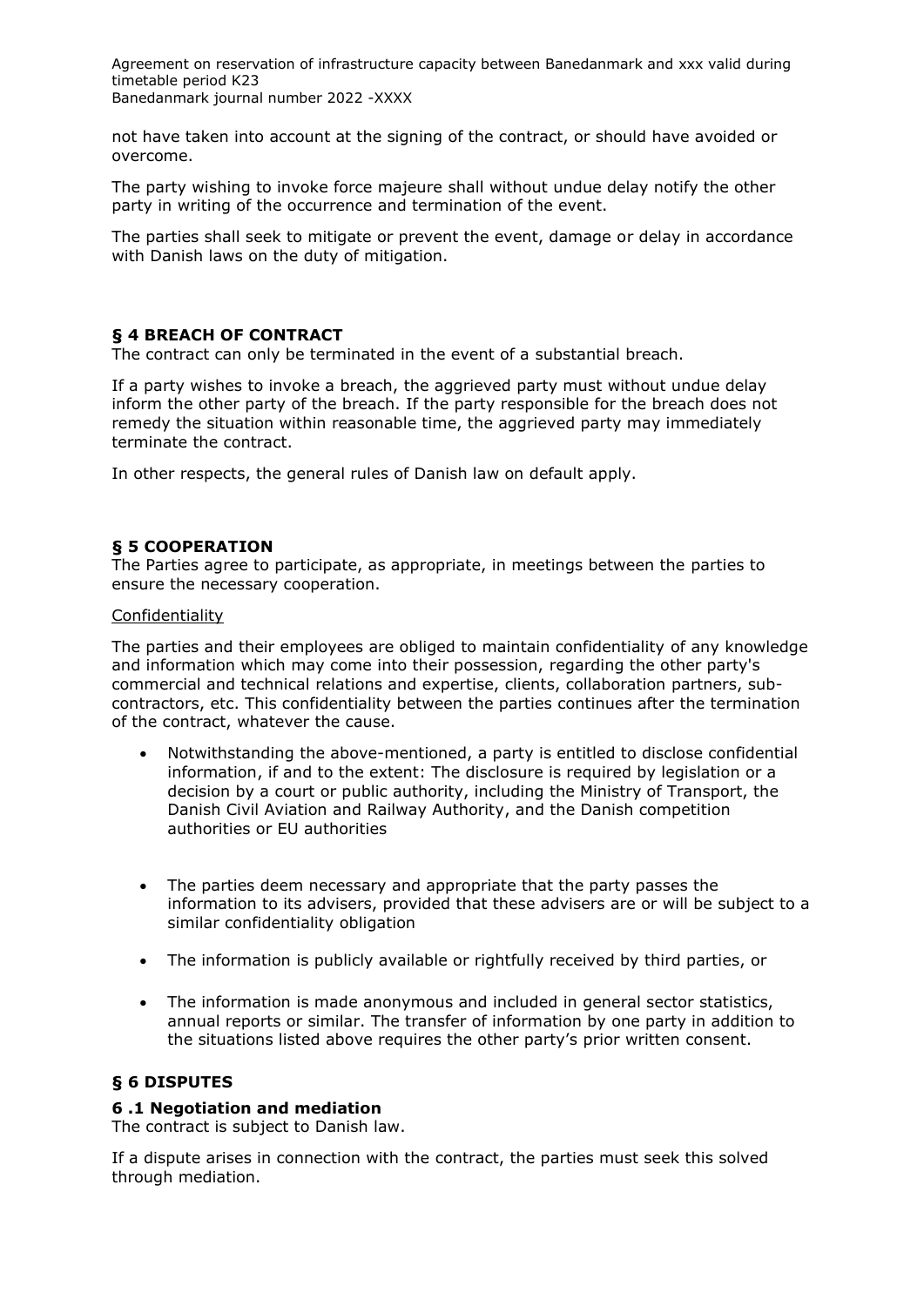not have taken into account at the signing of the contract, or should have avoided or overcome.

The party wishing to invoke force majeure shall without undue delay notify the other party in writing of the occurrence and termination of the event.

The parties shall seek to mitigate or prevent the event, damage or delay in accordance with Danish laws on the duty of mitigation.

## § 4 BREACH OF CONTRACT

The contract can only be terminated in the event of a substantial breach.

If a party wishes to invoke a breach, the aggrieved party must without undue delay inform the other party of the breach. If the party responsible for the breach does not remedy the situation within reasonable time, the aggrieved party may immediately terminate the contract.

In other respects, the general rules of Danish law on default apply.

## § 5 COOPERATION

The Parties agree to participate, as appropriate, in meetings between the parties to ensure the necessary cooperation.

Confidentiality

The parties and their employees are obliged to maintain confidentiality of any knowledge and information which may come into their possession, regarding the other party's commercial and technical relations and expertise, clients, collaboration partners, sub-contractors, etc. This confidentiality between the parties continues after the termination of the contract, whatever the cause.

- Notwithstanding the above-mentioned, a party is entitled to disclose confidential information, if and to the extent: The disclosure is required by legislation or a decision by a court or public authority, including the Ministry of Transport, the Danish Civil Aviation and Railway Authority, and the Danish competition authorities or EU authorities
- The parties deem necessary and appropriate that the party passes the information to its advisers, provided that these advisers are or will be subject to a similar confidentiality obligation
- The information is publicly available or rightfully received by third parties, or
- The information is made anonymous and included in general sector statistics, annual reports or similar. The transfer of information by one party in addition to the situations listed above requires the other party's prior written consent.

## § 6 DISPUTES

### 6 .1 Negotiation and mediation

The contract is subject to Danish law.

If a dispute arises in connection with the contract, the parties must seek this solved through mediation.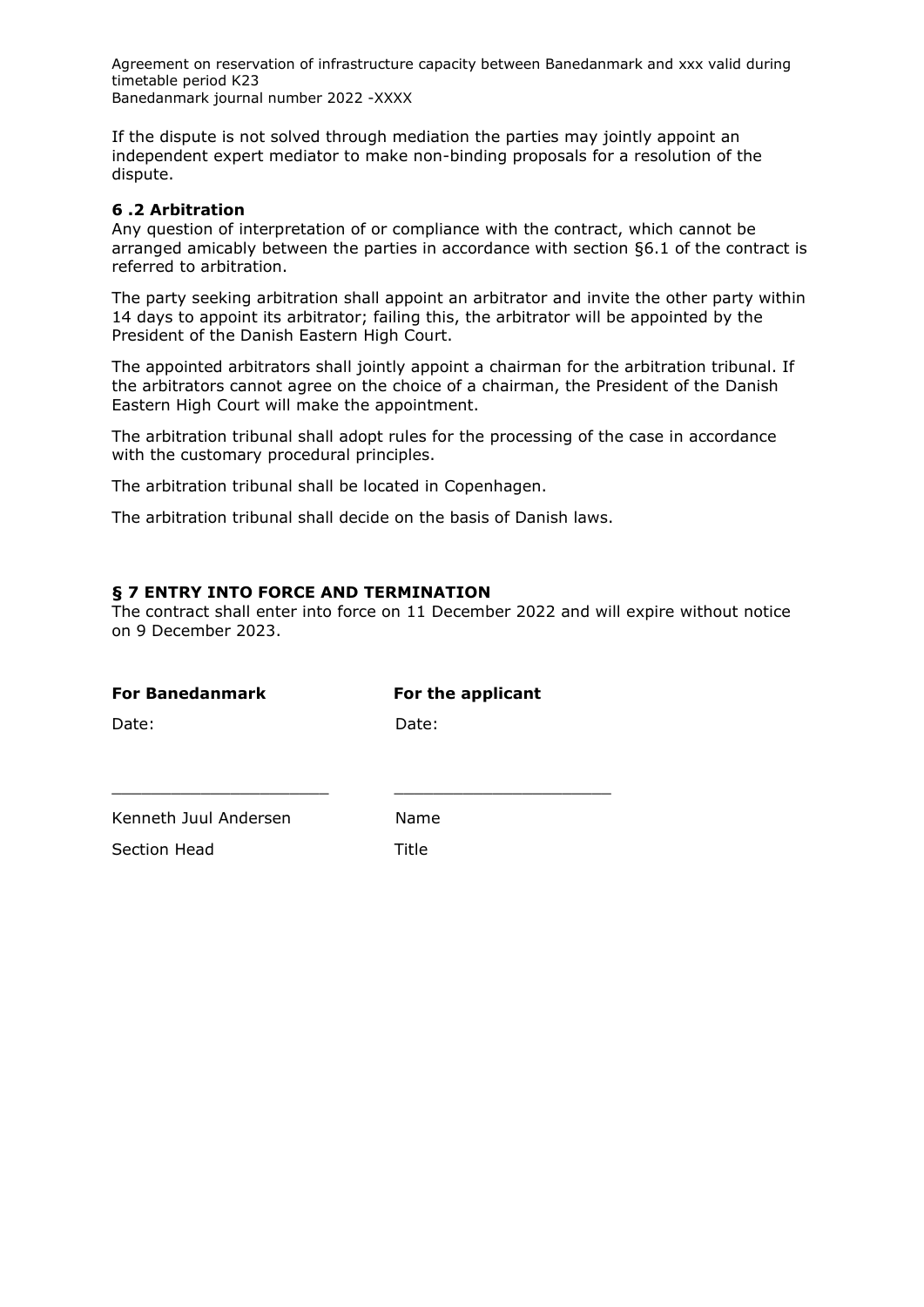If the dispute is not solved through mediation the parties may jointly appoint an independent expert mediator to make non-binding proposals for a resolution of the dispute.

### 6 .2 Arbitration

Any question of interpretation of or compliance with the contract, which cannot be arranged amicably between the parties in accordance with section §6.1 of the contract is referred to arbitration.

The party seeking arbitration shall appoint an arbitrator and invite the other party within 14 days to appoint its arbitrator; failing this, the arbitrator will be appointed by the President of the Danish Eastern High Court.

The appointed arbitrators shall jointly appoint a chairman for the arbitration tribunal. If the arbitrators cannot agree on the choice of a chairman, the President of the Danish Eastern High Court will make the appointment.

The arbitration tribunal shall adopt rules for the processing of the case in accordance with the customary procedural principles.

The arbitration tribunal shall be located in Copenhagen.

The arbitration tribunal shall decide on the basis of Danish laws.

## § 7 ENTRY INTO FORCE AND TERMINATION

The contract shall enter into force on 11 December 2022 and will expire without notice on 9 December 2023.

| For Banedanmark | For the applicant |
| --- | --- |
| Date: | Date: |
| ______________________ | ______________________ |
| Kenneth Juul Andersen | Name |
| Section Head | Title |